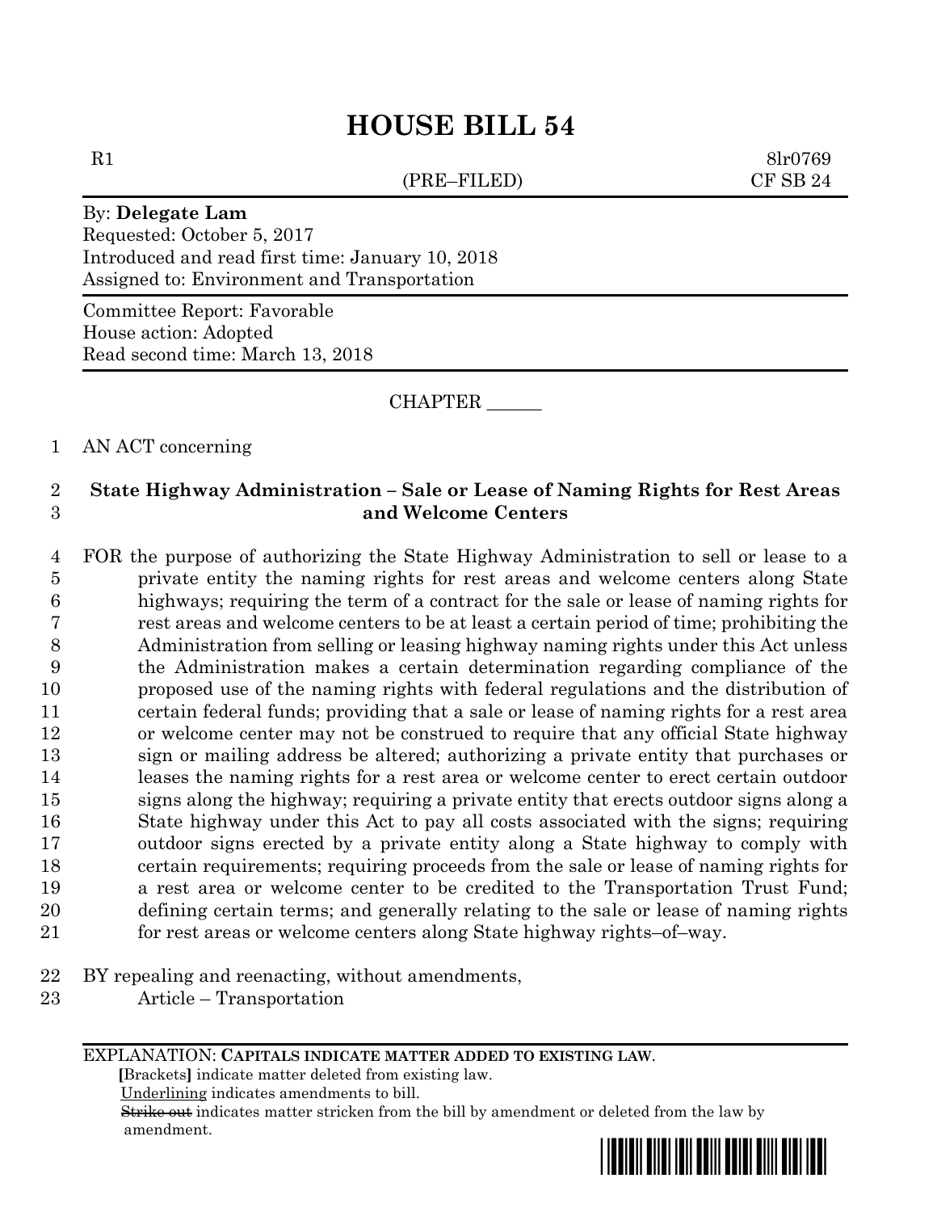# HOUSE BILL 54

R1 8lr0769
(PRE–FILED) CF SB 24

By: **Delegate Lam**
Requested: October 5, 2017
Introduced and read first time: January 10, 2018
Assigned to: Environment and Transportation

Committee Report: Favorable
House action: Adopted
Read second time: March 13, 2018

CHAPTER ______

1 AN ACT concerning

2 **State Highway Administration – Sale or Lease of Naming Rights for Rest Areas**
3 **and Welcome Centers**

4 FOR the purpose of authorizing the State Highway Administration to sell or lease to a
5 private entity the naming rights for rest areas and welcome centers along State
6 highways; requiring the term of a contract for the sale or lease of naming rights for
7 rest areas and welcome centers to be at least a certain period of time; prohibiting the
8 Administration from selling or leasing highway naming rights under this Act unless
9 the Administration makes a certain determination regarding compliance of the
10 proposed use of the naming rights with federal regulations and the distribution of
11 certain federal funds; providing that a sale or lease of naming rights for a rest area
12 or welcome center may not be construed to require that any official State highway
13 sign or mailing address be altered; authorizing a private entity that purchases or
14 leases the naming rights for a rest area or welcome center to erect certain outdoor
15 signs along the highway; requiring a private entity that erects outdoor signs along a
16 State highway under this Act to pay all costs associated with the signs; requiring
17 outdoor signs erected by a private entity along a State highway to comply with
18 certain requirements; requiring proceeds from the sale or lease of naming rights for
19 a rest area or welcome center to be credited to the Transportation Trust Fund;
20 defining certain terms; and generally relating to the sale or lease of naming rights
21 for rest areas or welcome centers along State highway rights–of–way.

22 BY repealing and reenacting, without amendments,
23 Article – Transportation

EXPLANATION: **CAPITALS INDICATE MATTER ADDED TO EXISTING LAW.**
**[**Brackets**]** indicate matter deleted from existing law.
Underlining indicates amendments to bill.
~~Strike out~~ indicates matter stricken from the bill by amendment or deleted from the law by amendment.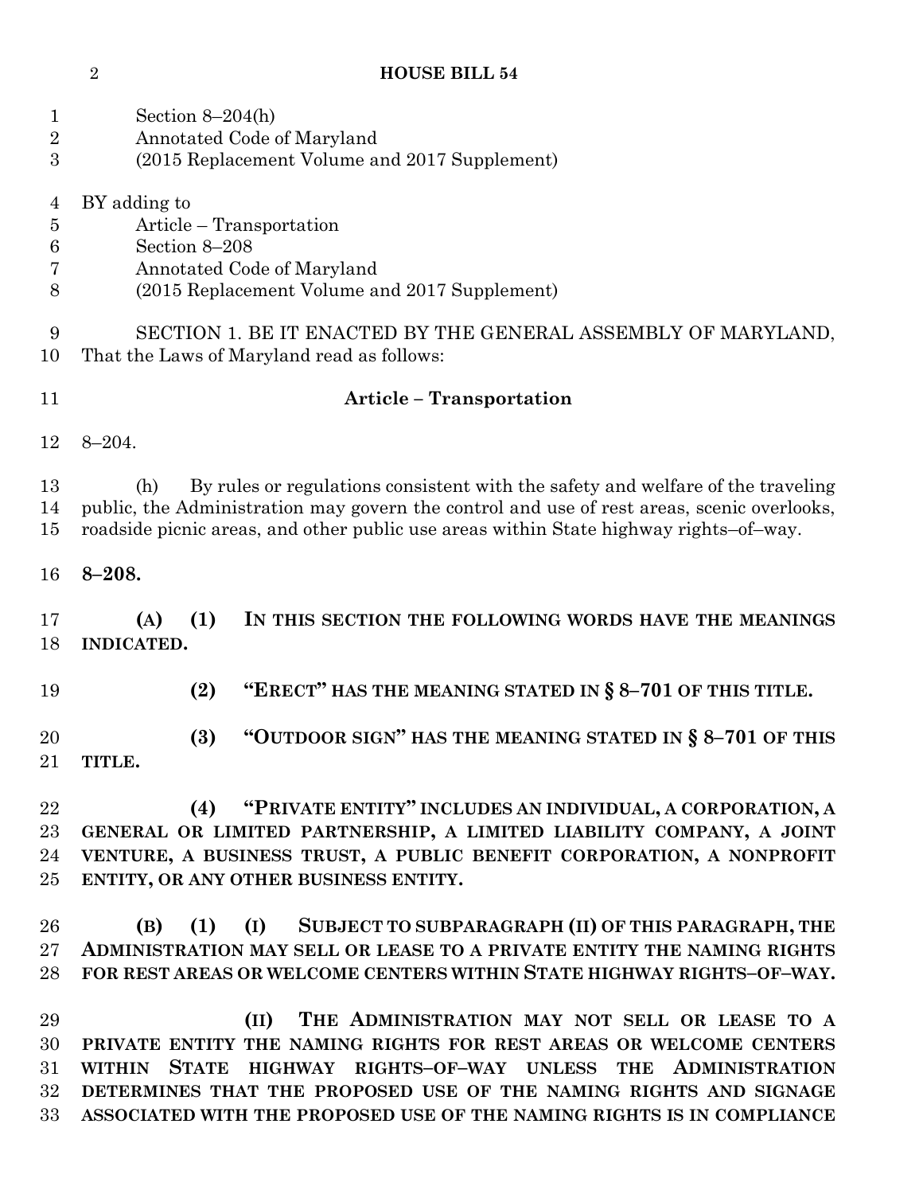Section 8–204(h)
Annotated Code of Maryland
(2015 Replacement Volume and 2017 Supplement)

BY adding to
Article – Transportation
Section 8–208
Annotated Code of Maryland
(2015 Replacement Volume and 2017 Supplement)

SECTION 1. BE IT ENACTED BY THE GENERAL ASSEMBLY OF MARYLAND, That the Laws of Maryland read as follows:

**Article – Transportation**

8–204.

(h) By rules or regulations consistent with the safety and welfare of the traveling public, the Administration may govern the control and use of rest areas, scenic overlooks, roadside picnic areas, and other public use areas within State highway rights–of–way.

**8–208.**

**(A) (1) IN THIS SECTION THE FOLLOWING WORDS HAVE THE MEANINGS INDICATED.**

**(2) "ERECT" HAS THE MEANING STATED IN § 8–701 OF THIS TITLE.**

**(3) "OUTDOOR SIGN" HAS THE MEANING STATED IN § 8–701 OF THIS TITLE.**

**(4) "PRIVATE ENTITY" INCLUDES AN INDIVIDUAL, A CORPORATION, A GENERAL OR LIMITED PARTNERSHIP, A LIMITED LIABILITY COMPANY, A JOINT VENTURE, A BUSINESS TRUST, A PUBLIC BENEFIT CORPORATION, A NONPROFIT ENTITY, OR ANY OTHER BUSINESS ENTITY.**

**(B) (1) (I) SUBJECT TO SUBPARAGRAPH (II) OF THIS PARAGRAPH, THE ADMINISTRATION MAY SELL OR LEASE TO A PRIVATE ENTITY THE NAMING RIGHTS FOR REST AREAS OR WELCOME CENTERS WITHIN STATE HIGHWAY RIGHTS–OF–WAY.**

**(II) THE ADMINISTRATION MAY NOT SELL OR LEASE TO A PRIVATE ENTITY THE NAMING RIGHTS FOR REST AREAS OR WELCOME CENTERS WITHIN STATE HIGHWAY RIGHTS–OF–WAY UNLESS THE ADMINISTRATION DETERMINES THAT THE PROPOSED USE OF THE NAMING RIGHTS AND SIGNAGE ASSOCIATED WITH THE PROPOSED USE OF THE NAMING RIGHTS IS IN COMPLIANCE**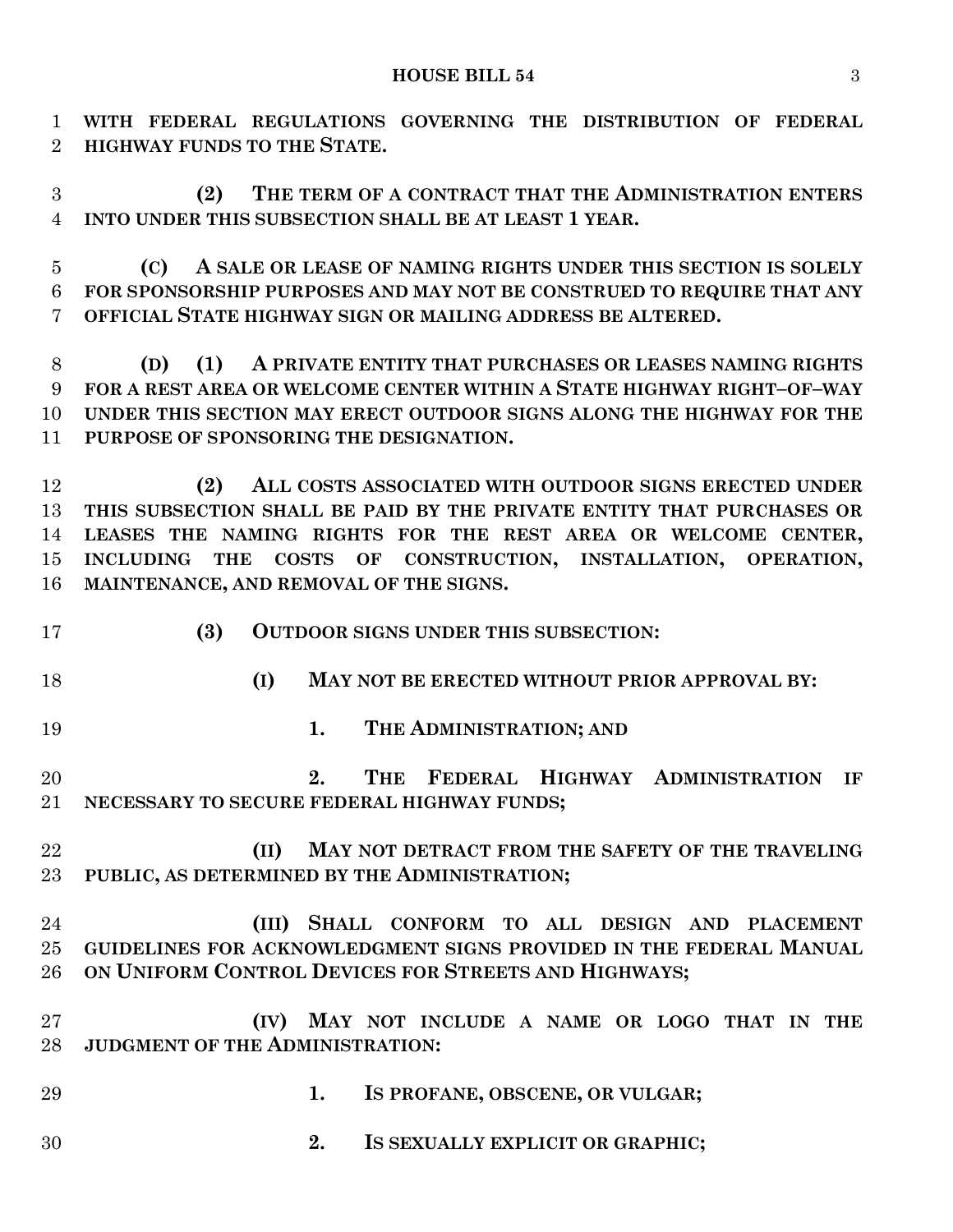**WITH FEDERAL REGULATIONS GOVERNING THE DISTRIBUTION OF FEDERAL HIGHWAY FUNDS TO THE STATE.**

**(2) THE TERM OF A CONTRACT THAT THE ADMINISTRATION ENTERS INTO UNDER THIS SUBSECTION SHALL BE AT LEAST 1 YEAR.**

**(C) A SALE OR LEASE OF NAMING RIGHTS UNDER THIS SECTION IS SOLELY FOR SPONSORSHIP PURPOSES AND MAY NOT BE CONSTRUED TO REQUIRE THAT ANY OFFICIAL STATE HIGHWAY SIGN OR MAILING ADDRESS BE ALTERED.**

**(D) (1) A PRIVATE ENTITY THAT PURCHASES OR LEASES NAMING RIGHTS FOR A REST AREA OR WELCOME CENTER WITHIN A STATE HIGHWAY RIGHT–OF–WAY UNDER THIS SECTION MAY ERECT OUTDOOR SIGNS ALONG THE HIGHWAY FOR THE PURPOSE OF SPONSORING THE DESIGNATION.**

**(2) ALL COSTS ASSOCIATED WITH OUTDOOR SIGNS ERECTED UNDER THIS SUBSECTION SHALL BE PAID BY THE PRIVATE ENTITY THAT PURCHASES OR LEASES THE NAMING RIGHTS FOR THE REST AREA OR WELCOME CENTER, INCLUDING THE COSTS OF CONSTRUCTION, INSTALLATION, OPERATION, MAINTENANCE, AND REMOVAL OF THE SIGNS.**

**(3) OUTDOOR SIGNS UNDER THIS SUBSECTION:**

**(I) MAY NOT BE ERECTED WITHOUT PRIOR APPROVAL BY:**

**1. THE ADMINISTRATION; AND**

**2. THE FEDERAL HIGHWAY ADMINISTRATION IF NECESSARY TO SECURE FEDERAL HIGHWAY FUNDS;**

**(II) MAY NOT DETRACT FROM THE SAFETY OF THE TRAVELING PUBLIC, AS DETERMINED BY THE ADMINISTRATION;**

**(III) SHALL CONFORM TO ALL DESIGN AND PLACEMENT GUIDELINES FOR ACKNOWLEDGMENT SIGNS PROVIDED IN THE FEDERAL MANUAL ON UNIFORM CONTROL DEVICES FOR STREETS AND HIGHWAYS;**

**(IV) MAY NOT INCLUDE A NAME OR LOGO THAT IN THE JUDGMENT OF THE ADMINISTRATION:**

**1. IS PROFANE, OBSCENE, OR VULGAR;**

**2. IS SEXUALLY EXPLICIT OR GRAPHIC;**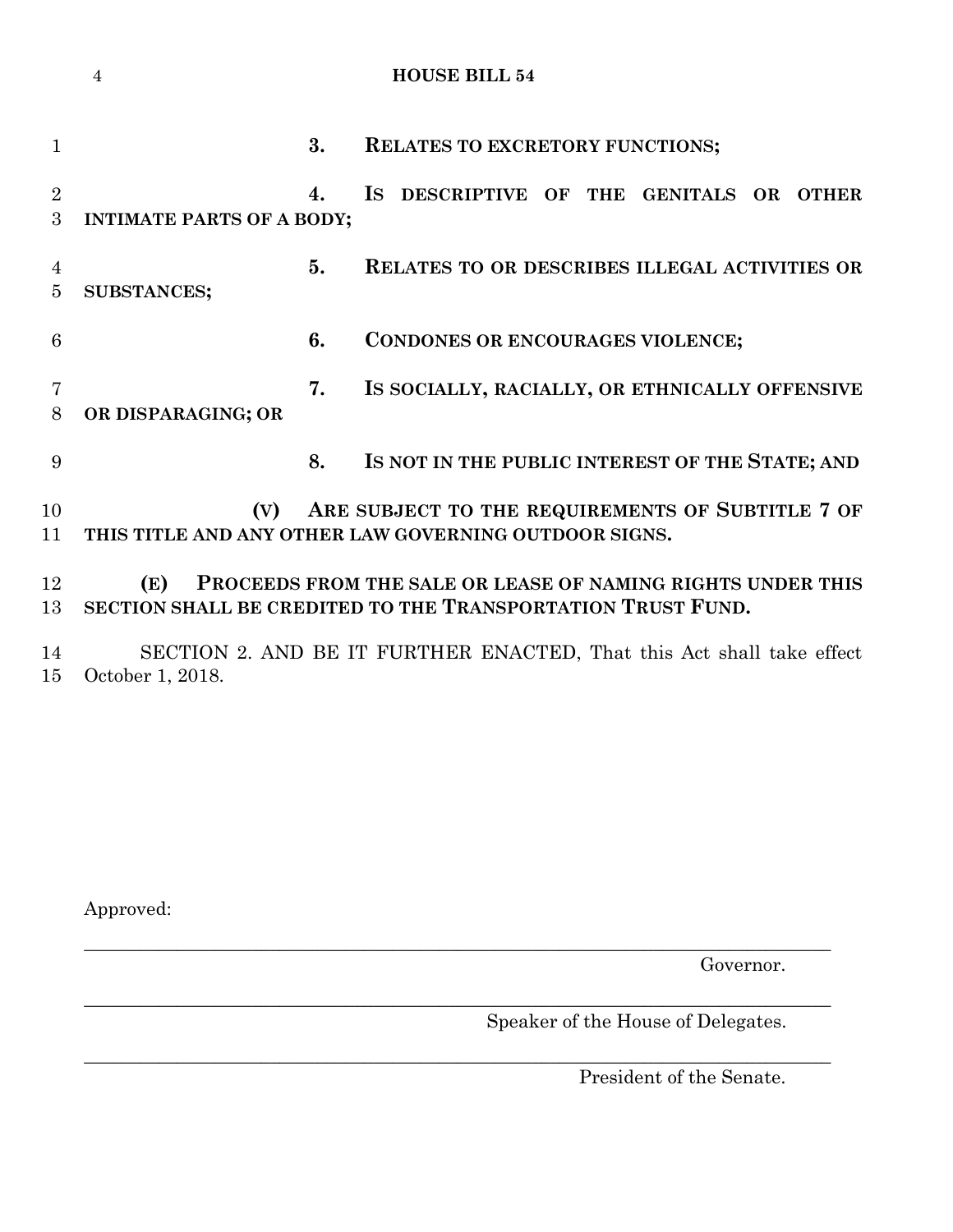**3. RELATES TO EXCRETORY FUNCTIONS;**

**4. IS DESCRIPTIVE OF THE GENITALS OR OTHER INTIMATE PARTS OF A BODY;**

**5. RELATES TO OR DESCRIBES ILLEGAL ACTIVITIES OR SUBSTANCES;**

**6. CONDONES OR ENCOURAGES VIOLENCE;**

**7. IS SOCIALLY, RACIALLY, OR ETHNICALLY OFFENSIVE OR DISPARAGING; OR**

**8. IS NOT IN THE PUBLIC INTEREST OF THE STATE; AND**

**(V) ARE SUBJECT TO THE REQUIREMENTS OF SUBTITLE 7 OF THIS TITLE AND ANY OTHER LAW GOVERNING OUTDOOR SIGNS.**

**(E) PROCEEDS FROM THE SALE OR LEASE OF NAMING RIGHTS UNDER THIS SECTION SHALL BE CREDITED TO THE TRANSPORTATION TRUST FUND.**

SECTION 2. AND BE IT FURTHER ENACTED, That this Act shall take effect October 1, 2018.

Approved:

________________________________________
Governor.

________________________________________
Speaker of the House of Delegates.

________________________________________
President of the Senate.